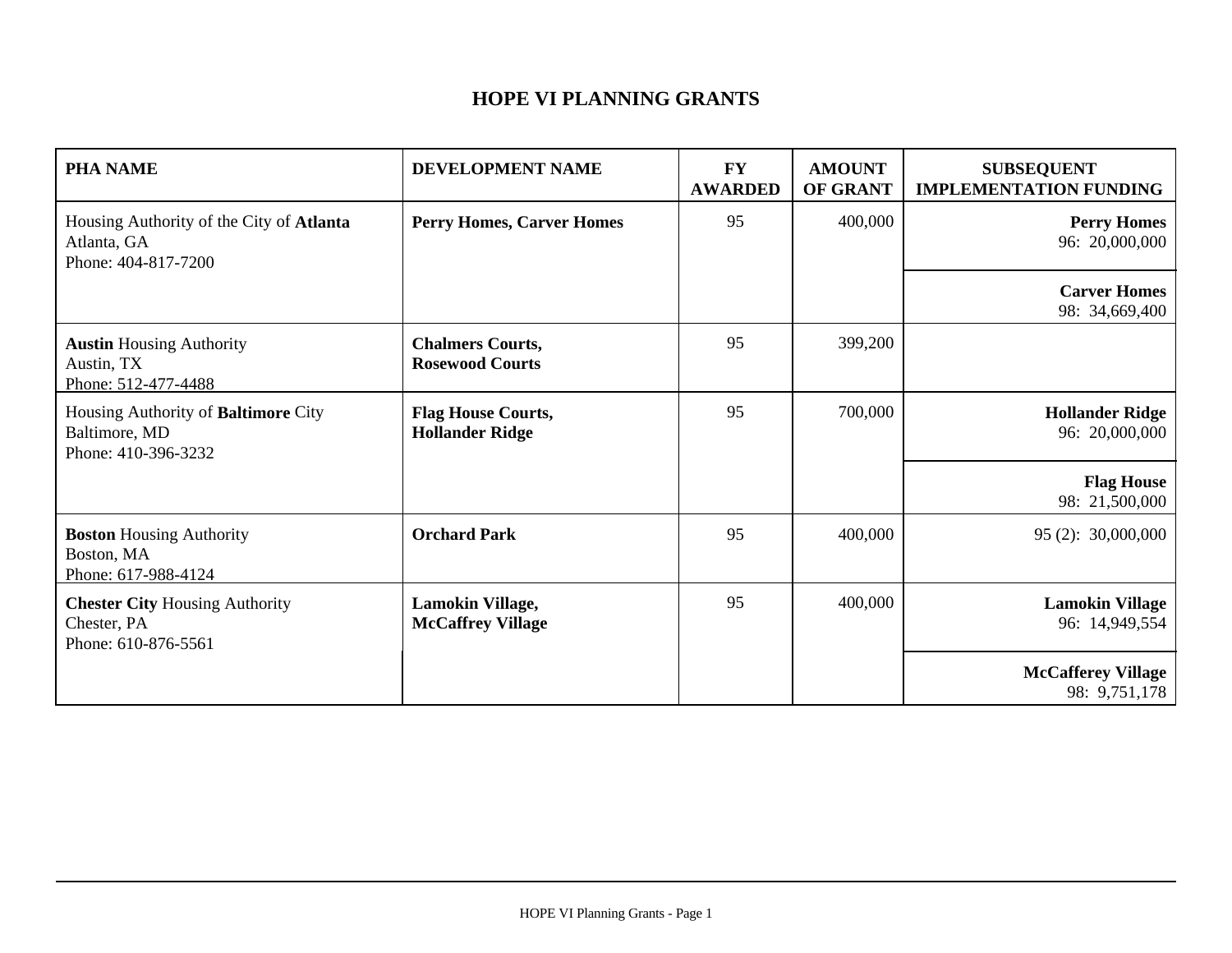# HOPE VI PLANNING GRANTS

| PHA NAME | DEVELOPMENT NAME | FY AWARDED | AMOUNT OF GRANT | SUBSEQUENT IMPLEMENTATION FUNDING |
|---|---|---|---|---|
| Housing Authority of the City of **Atlanta**<br>Atlanta, GA<br>Phone: 404-817-7200 | **Perry Homes, Carver Homes** | 95 | 400,000 | **Perry Homes**<br>96: 20,000,000<br>**Carver Homes**<br>98: 34,669,400 |
| **Austin** Housing Authority<br>Austin, TX<br>Phone: 512-477-4488 | **Chalmers Courts, Rosewood Courts** | 95 | 399,200 | |
| Housing Authority of **Baltimore** City<br>Baltimore, MD<br>Phone: 410-396-3232 | **Flag House Courts, Hollander Ridge** | 95 | 700,000 | **Hollander Ridge**<br>96: 20,000,000<br>**Flag House**<br>98: 21,500,000 |
| **Boston** Housing Authority<br>Boston, MA<br>Phone: 617-988-4124 | **Orchard Park** | 95 | 400,000 | 95 (2): 30,000,000 |
| **Chester City** Housing Authority<br>Chester, PA<br>Phone: 610-876-5561 | **Lamokin Village, McCaffrey Village** | 95 | 400,000 | **Lamokin Village**<br>96: 14,949,554<br>**McCafferey Village**<br>98: 9,751,178 |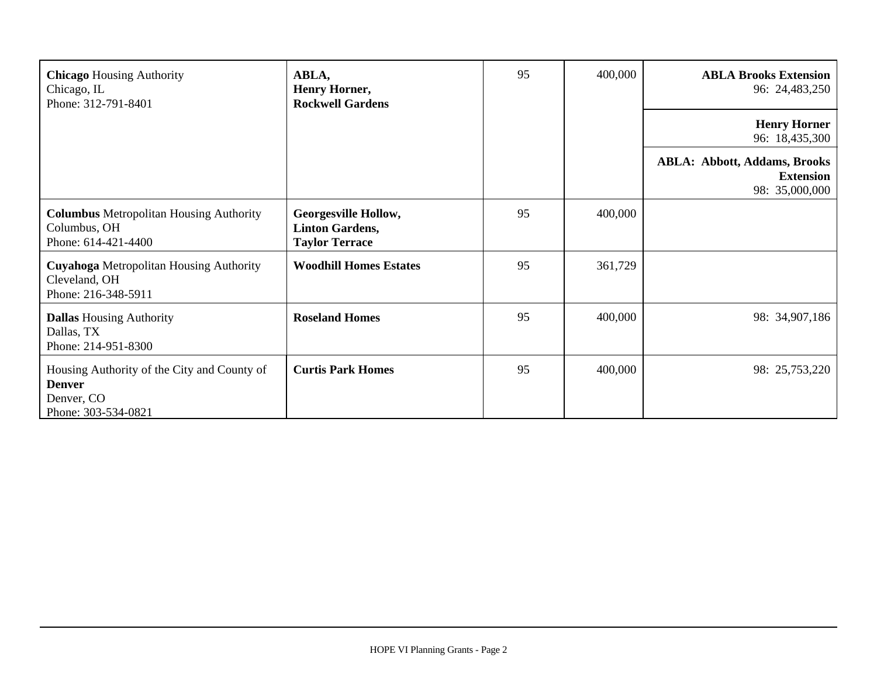| | | | | |
|---|---|---|---|---|
| **Chicago** Housing Authority<br>Chicago, IL<br>Phone: 312-791-8401 | **ABLA, Henry Horner, Rockwell Gardens** | 95 | 400,000 | **ABLA Brooks Extension**<br>96: 24,483,250<br><br>**Henry Horner**<br>96: 18,435,300<br><br>**ABLA: Abbott, Addams, Brooks Extension**<br>98: 35,000,000 |
| **Columbus** Metropolitan Housing Authority<br>Columbus, OH<br>Phone: 614-421-4400 | **Georgesville Hollow, Linton Gardens, Taylor Terrace** | 95 | 400,000 | |
| **Cuyahoga** Metropolitan Housing Authority<br>Cleveland, OH<br>Phone: 216-348-5911 | **Woodhill Homes Estates** | 95 | 361,729 | |
| **Dallas** Housing Authority<br>Dallas, TX<br>Phone: 214-951-8300 | **Roseland Homes** | 95 | 400,000 | 98: 34,907,186 |
| Housing Authority of the City and County of **Denver**<br>Denver, CO<br>Phone: 303-534-0821 | **Curtis Park Homes** | 95 | 400,000 | 98: 25,753,220 |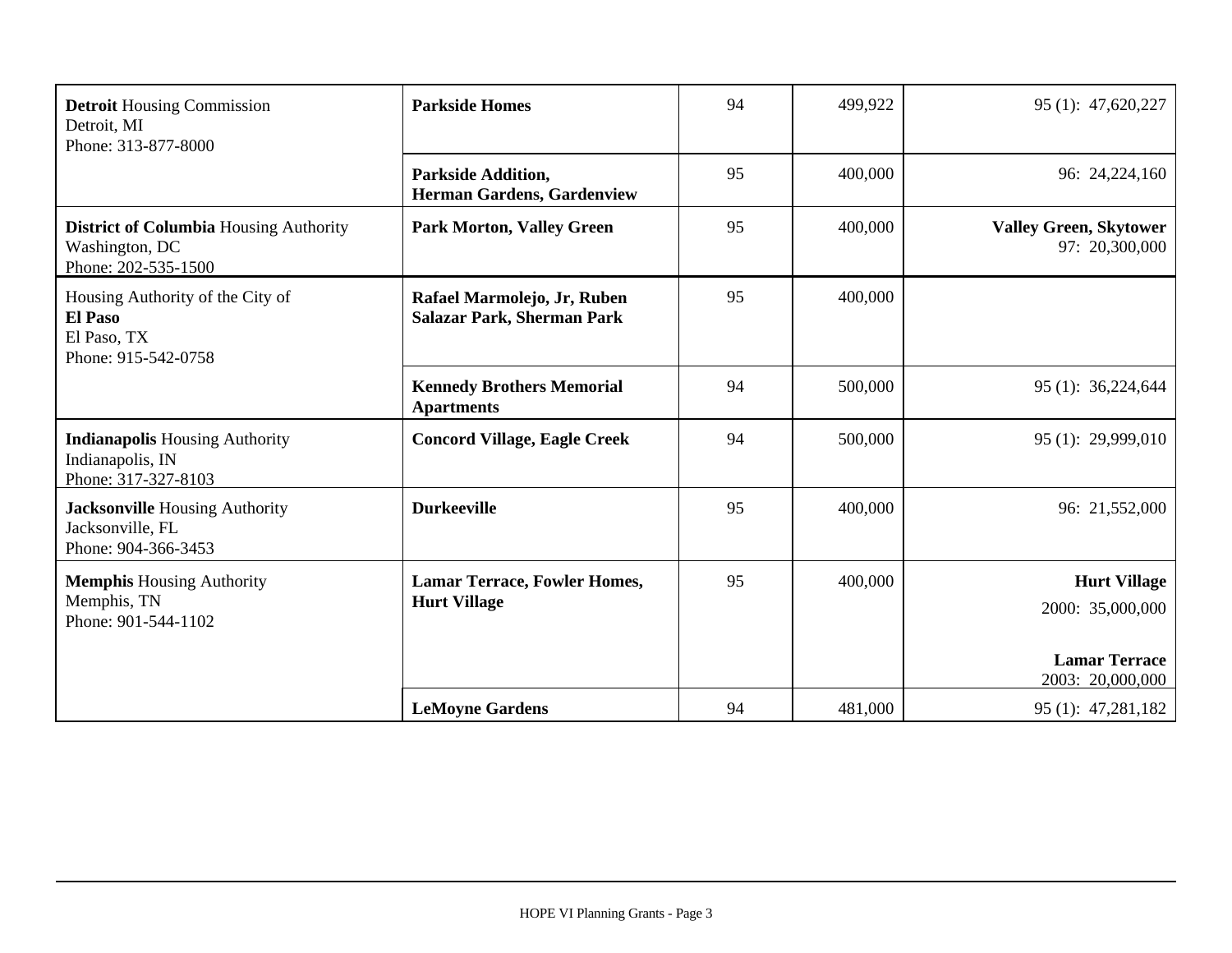| | | | | |
|---|---|---|---|---|
| **Detroit** Housing Commission<br>Detroit, MI<br>Phone: 313-877-8000 | **Parkside Homes** | 94 | 499,922 | 95 (1): 47,620,227 |
| | **Parkside Addition, Herman Gardens, Gardenview** | 95 | 400,000 | 96: 24,224,160 |
| **District of Columbia** Housing Authority<br>Washington, DC<br>Phone: 202-535-1500 | **Park Morton, Valley Green** | 95 | 400,000 | **Valley Green, Skytower**<br>97: 20,300,000 |
| Housing Authority of the City of **El Paso**<br>El Paso, TX<br>Phone: 915-542-0758 | **Rafael Marmolejo, Jr, Ruben Salazar Park, Sherman Park** | 95 | 400,000 | |
| | **Kennedy Brothers Memorial Apartments** | 94 | 500,000 | 95 (1): 36,224,644 |
| **Indianapolis** Housing Authority<br>Indianapolis, IN<br>Phone: 317-327-8103 | **Concord Village, Eagle Creek** | 94 | 500,000 | 95 (1): 29,999,010 |
| **Jacksonville** Housing Authority<br>Jacksonville, FL<br>Phone: 904-366-3453 | **Durkeeville** | 95 | 400,000 | 96: 21,552,000 |
| **Memphis** Housing Authority<br>Memphis, TN<br>Phone: 901-544-1102 | **Lamar Terrace, Fowler Homes, Hurt Village** | 95 | 400,000 | **Hurt Village**<br>2000: 35,000,000<br>**Lamar Terrace**<br>2003: 20,000,000 |
| | **LeMoyne Gardens** | 94 | 481,000 | 95 (1): 47,281,182 |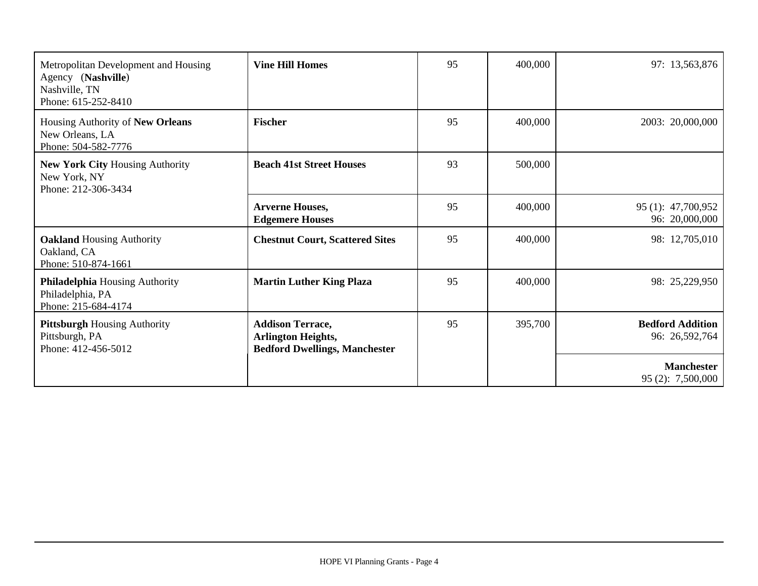| | | | | |
|---|---|---|---|---|
| Metropolitan Development and Housing Agency (**Nashville**)<br>Nashville, TN<br>Phone: 615-252-8410 | **Vine Hill Homes** | 95 | 400,000 | 97: 13,563,876 |
| Housing Authority of **New Orleans**<br>New Orleans, LA<br>Phone: 504-582-7776 | **Fischer** | 95 | 400,000 | 2003: 20,000,000 |
| **New York City** Housing Authority<br>New York, NY<br>Phone: 212-306-3434 | **Beach 41st Street Houses** | 93 | 500,000 | |
| | **Arverne Houses,**<br>**Edgemere Houses** | 95 | 400,000 | 95 (1): 47,700,952<br>96: 20,000,000 |
| **Oakland** Housing Authority<br>Oakland, CA<br>Phone: 510-874-1661 | **Chestnut Court, Scattered Sites** | 95 | 400,000 | 98: 12,705,010 |
| **Philadelphia** Housing Authority<br>Philadelphia, PA<br>Phone: 215-684-4174 | **Martin Luther King Plaza** | 95 | 400,000 | 98: 25,229,950 |
| **Pittsburgh** Housing Authority<br>Pittsburgh, PA<br>Phone: 412-456-5012 | **Addison Terrace,**<br>**Arlington Heights,**<br>**Bedford Dwellings, Manchester** | 95 | 395,700 | **Bedford Addition**<br>96: 26,592,764 |
| | | | | **Manchester**<br>95 (2): 7,500,000 |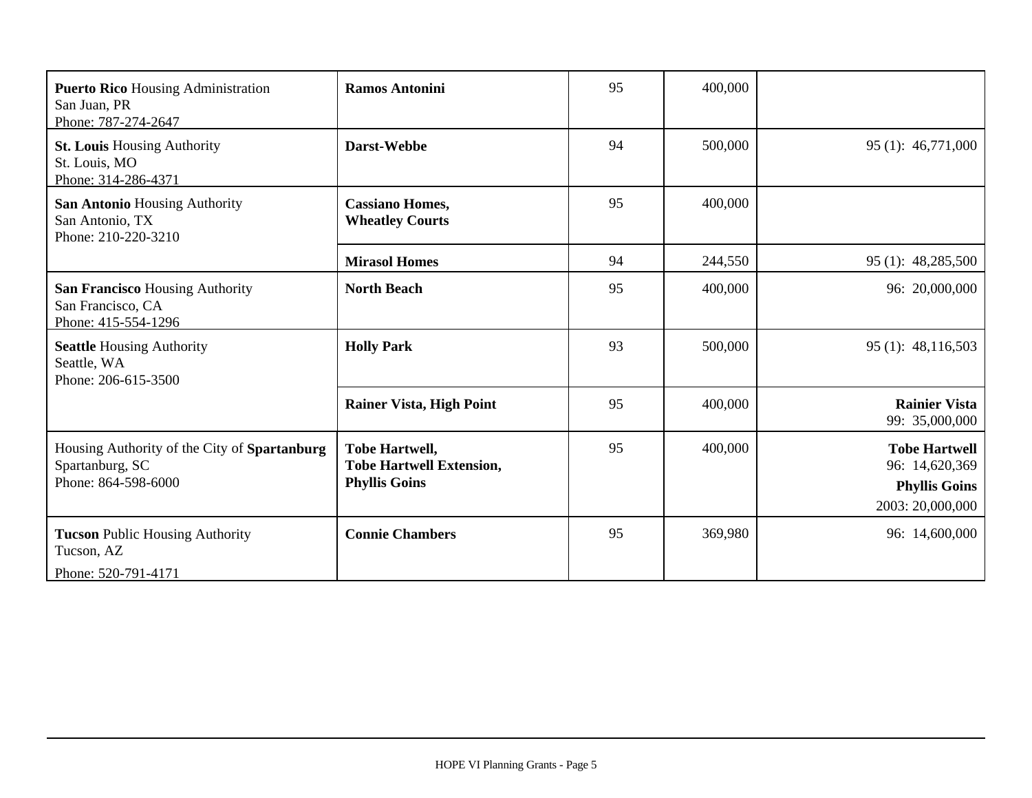| | | | | |
|---|---|---|---|---|
| **Puerto Rico** Housing Administration<br>San Juan, PR<br>Phone: 787-274-2647 | **Ramos Antonini** | 95 | 400,000 | |
| **St. Louis** Housing Authority<br>St. Louis, MO<br>Phone: 314-286-4371 | **Darst-Webbe** | 94 | 500,000 | 95 (1): 46,771,000 |
| **San Antonio** Housing Authority<br>San Antonio, TX<br>Phone: 210-220-3210 | **Cassiano Homes, Wheatley Courts** | 95 | 400,000 | |
| | **Mirasol Homes** | 94 | 244,550 | 95 (1): 48,285,500 |
| **San Francisco** Housing Authority<br>San Francisco, CA<br>Phone: 415-554-1296 | **North Beach** | 95 | 400,000 | 96: 20,000,000 |
| **Seattle** Housing Authority<br>Seattle, WA<br>Phone: 206-615-3500 | **Holly Park** | 93 | 500,000 | 95 (1): 48,116,503 |
| | **Rainer Vista, High Point** | 95 | 400,000 | **Rainier Vista**<br>99: 35,000,000 |
| Housing Authority of the City of **Spartanburg**<br>Spartanburg, SC<br>Phone: 864-598-6000 | **Tobe Hartwell, Tobe Hartwell Extension, Phyllis Goins** | 95 | 400,000 | **Tobe Hartwell**<br>96: 14,620,369<br>**Phyllis Goins**<br>2003: 20,000,000 |
| **Tucson** Public Housing Authority<br>Tucson, AZ<br>Phone: 520-791-4171 | **Connie Chambers** | 95 | 369,980 | 96: 14,600,000 |